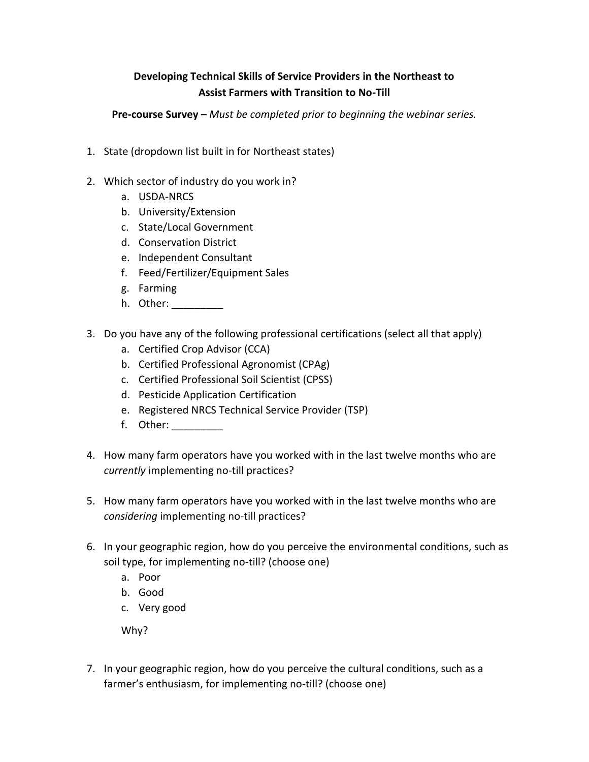**Developing Technical Skills of Service Providers in the Northeast to Assist Farmers with Transition to No-Till**

**Pre-course Survey –** *Must be completed prior to beginning the webinar series.*

1. State (dropdown list built in for Northeast states)

2. Which sector of industry do you work in?
   a. USDA-NRCS
   b. University/Extension
   c. State/Local Government
   d. Conservation District
   e. Independent Consultant
   f. Feed/Fertilizer/Equipment Sales
   g. Farming
   h. Other: _________

3. Do you have any of the following professional certifications (select all that apply)
   a. Certified Crop Advisor (CCA)
   b. Certified Professional Agronomist (CPAg)
   c. Certified Professional Soil Scientist (CPSS)
   d. Pesticide Application Certification
   e. Registered NRCS Technical Service Provider (TSP)
   f. Other: _________

4. How many farm operators have you worked with in the last twelve months who are *currently* implementing no-till practices?

5. How many farm operators have you worked with in the last twelve months who are *considering* implementing no-till practices?

6. In your geographic region, how do you perceive the environmental conditions, such as soil type, for implementing no-till? (choose one)
   a. Poor
   b. Good
   c. Very good

   Why?

7. In your geographic region, how do you perceive the cultural conditions, such as a farmer's enthusiasm, for implementing no-till? (choose one)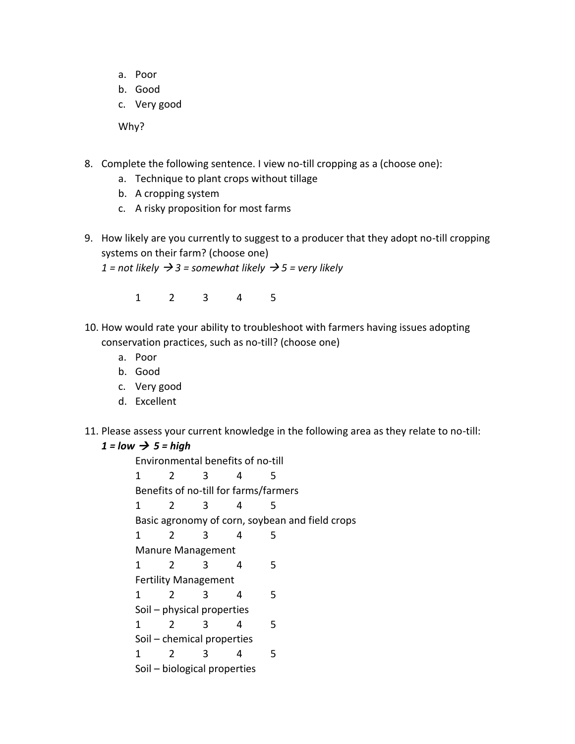a. Poor
   b. Good
   c. Very good

   Why?

8. Complete the following sentence. I view no-till cropping as a (choose one):
   a. Technique to plant crops without tillage
   b. A cropping system
   c. A risky proposition for most farms

9. How likely are you currently to suggest to a producer that they adopt no-till cropping systems on their farm? (choose one)
   *1 = not likely → 3 = somewhat likely → 5 = very likely*

   1  2  3  4  5

10. How would rate your ability to troubleshoot with farmers having issues adopting conservation practices, such as no-till? (choose one)
    a. Poor
    b. Good
    c. Very good
    d. Excellent

11. Please assess your current knowledge in the following area as they relate to no-till:
    ***1 = low → 5 = high***

    Environmental benefits of no-till
    1  2  3  4  5
    Benefits of no-till for farms/farmers
    1  2  3  4  5
    Basic agronomy of corn, soybean and field crops
    1  2  3  4  5
    Manure Management
    1  2  3  4  5
    Fertility Management
    1  2  3  4  5
    Soil – physical properties
    1  2  3  4  5
    Soil – chemical properties
    1  2  3  4  5
    Soil – biological properties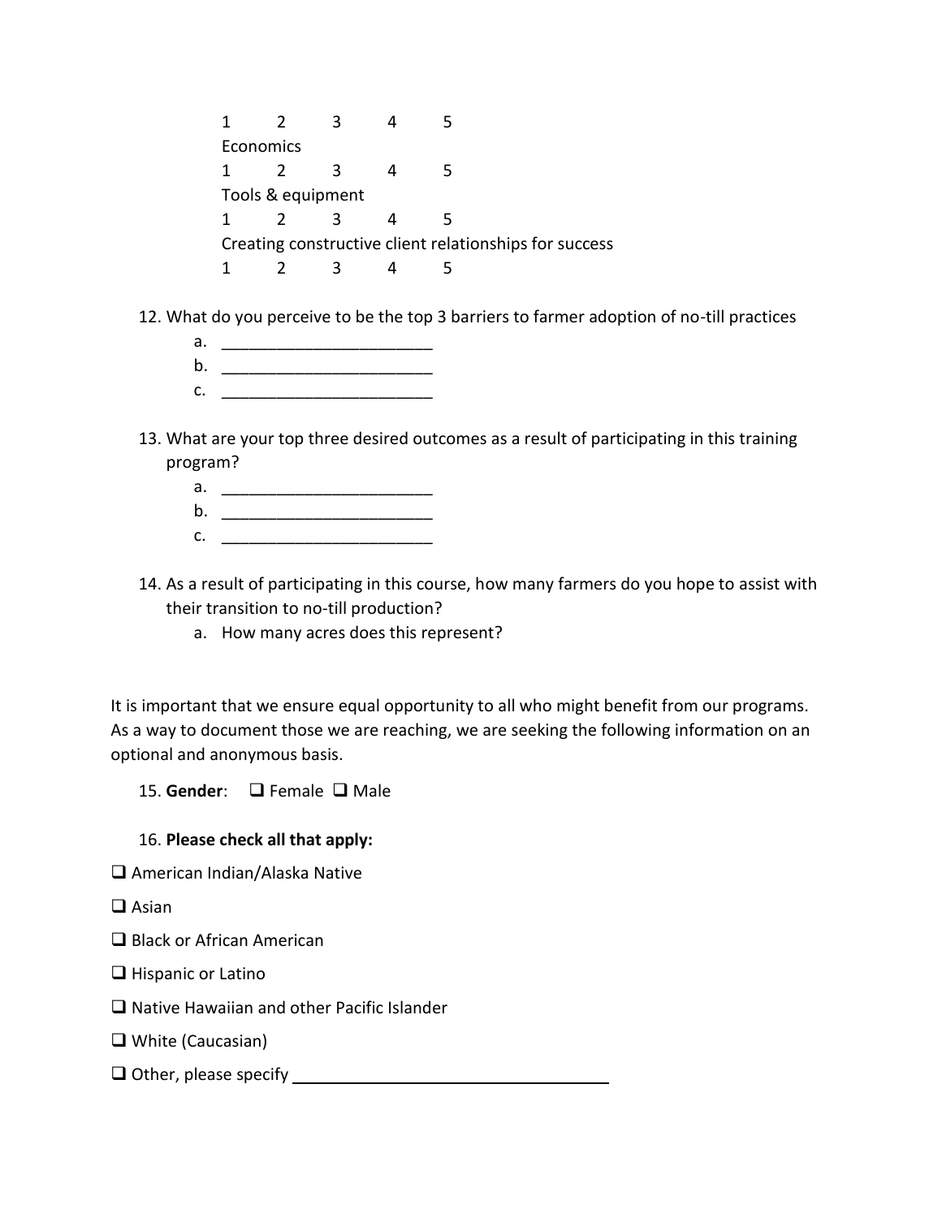1 2 3 4 5

Economics

1 2 3 4 5

Tools & equipment

1 2 3 4 5

Creating constructive client relationships for success

1 2 3 4 5

12. What do you perceive to be the top 3 barriers to farmer adoption of no-till practices
    a. _______________________
    b. _______________________
    c. _______________________

13. What are your top three desired outcomes as a result of participating in this training program?
    a. _______________________
    b. _______________________
    c. _______________________

14. As a result of participating in this course, how many farmers do you hope to assist with their transition to no-till production?
    a. How many acres does this represent?

It is important that we ensure equal opportunity to all who might benefit from our programs. As a way to document those we are reaching, we are seeking the following information on an optional and anonymous basis.

15. **Gender**: ❑ Female ❑ Male

16. **Please check all that apply:**

❑ American Indian/Alaska Native

❑ Asian

❑ Black or African American

❑ Hispanic or Latino

❑ Native Hawaiian and other Pacific Islander

❑ White (Caucasian)

❑ Other, please specify ___________________________________